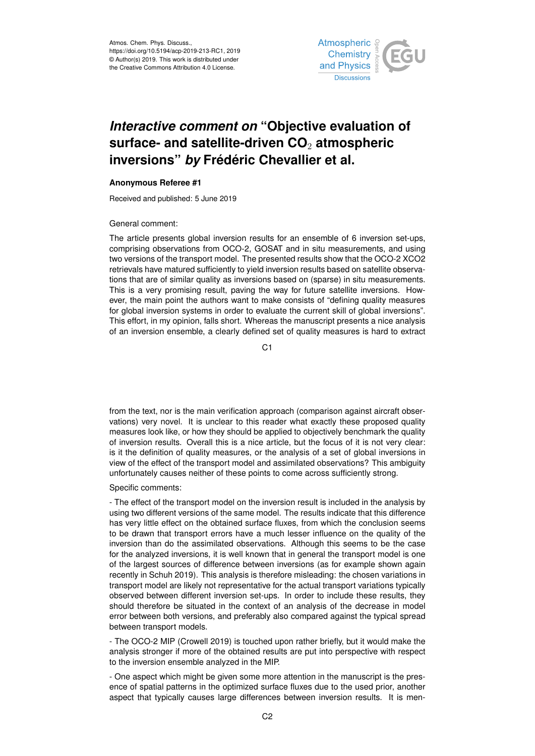# *Interactive comment on* "Objective evaluation of surface- and satellite-driven $CO_2$ atmospheric inversions" *by* Frédéric Chevallier et al.

**Anonymous Referee #1**

Received and published: 5 June 2019

General comment:

The article presents global inversion results for an ensemble of 6 inversion set-ups, comprising observations from OCO-2, GOSAT and in situ measurements, and using two versions of the transport model. The presented results show that the OCO-2 XCO2 retrievals have matured sufficiently to yield inversion results based on satellite observations that are of similar quality as inversions based on (sparse) in situ measurements. This is a very promising result, paving the way for future satellite inversions. However, the main point the authors want to make consists of "defining quality measures for global inversion systems in order to evaluate the current skill of global inversions". This effort, in my opinion, falls short. Whereas the manuscript presents a nice analysis of an inversion ensemble, a clearly defined set of quality measures is hard to extract from the text, nor is the main verification approach (comparison against aircraft observations) very novel. It is unclear to this reader what exactly these proposed quality measures look like, or how they should be applied to objectively benchmark the quality of inversion results. Overall this is a nice article, but the focus of it is not very clear: is it the definition of quality measures, or the analysis of a set of global inversions in view of the effect of the transport model and assimilated observations? This ambiguity unfortunately causes neither of these points to come across sufficiently strong.

Specific comments:

- The effect of the transport model on the inversion result is included in the analysis by using two different versions of the same model. The results indicate that this difference has very little effect on the obtained surface fluxes, from which the conclusion seems to be drawn that transport errors have a much lesser influence on the quality of the inversion than do the assimilated observations. Although this seems to be the case for the analyzed inversions, it is well known that in general the transport model is one of the largest sources of difference between inversions (as for example shown again recently in Schuh 2019). This analysis is therefore misleading: the chosen variations in transport model are likely not representative for the actual transport variations typically observed between different inversion set-ups. In order to include these results, they should therefore be situated in the context of an analysis of the decrease in model error between both versions, and preferably also compared against the typical spread between transport models.

- The OCO-2 MIP (Crowell 2019) is touched upon rather briefly, but it would make the analysis stronger if more of the obtained results are put into perspective with respect to the inversion ensemble analyzed in the MIP.

- One aspect which might be given some more attention in the manuscript is the presence of spatial patterns in the optimized surface fluxes due to the used prior, another aspect that typically causes large differences between inversion results. It is men-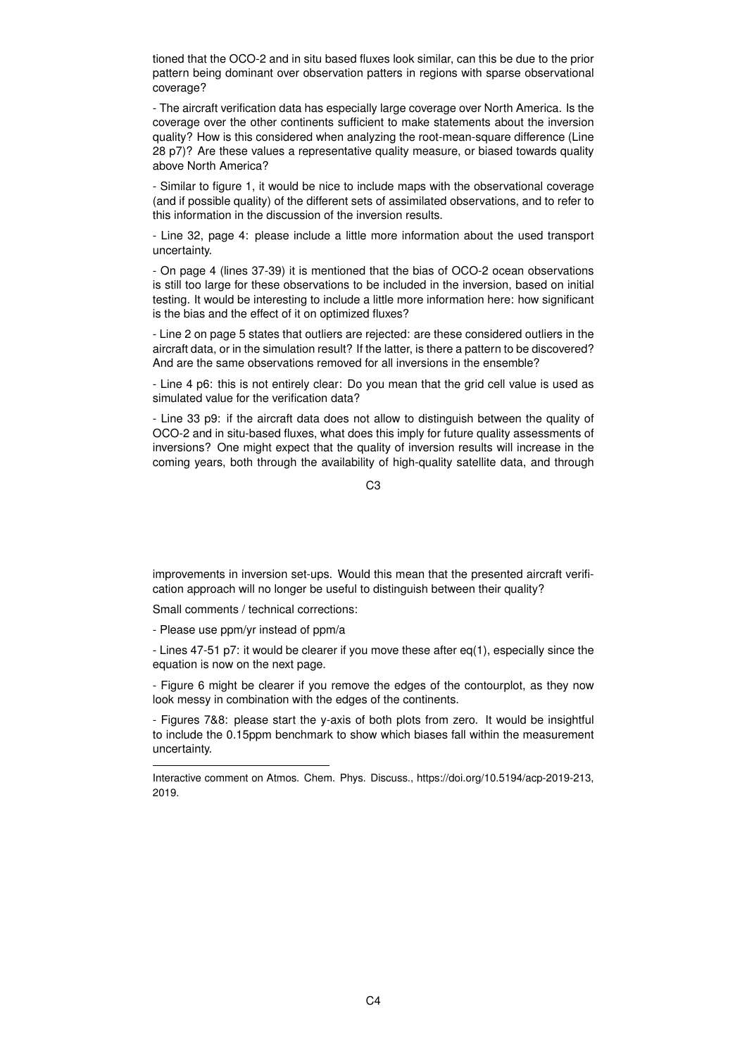tioned that the OCO-2 and in situ based fluxes look similar, can this be due to the prior pattern being dominant over observation patters in regions with sparse observational coverage?

- The aircraft verification data has especially large coverage over North America. Is the coverage over the other continents sufficient to make statements about the inversion quality? How is this considered when analyzing the root-mean-square difference (Line 28 p7)? Are these values a representative quality measure, or biased towards quality above North America?

- Similar to figure 1, it would be nice to include maps with the observational coverage (and if possible quality) of the different sets of assimilated observations, and to refer to this information in the discussion of the inversion results.

- Line 32, page 4: please include a little more information about the used transport uncertainty.

- On page 4 (lines 37-39) it is mentioned that the bias of OCO-2 ocean observations is still too large for these observations to be included in the inversion, based on initial testing. It would be interesting to include a little more information here: how significant is the bias and the effect of it on optimized fluxes?

- Line 2 on page 5 states that outliers are rejected: are these considered outliers in the aircraft data, or in the simulation result? If the latter, is there a pattern to be discovered? And are the same observations removed for all inversions in the ensemble?

- Line 4 p6: this is not entirely clear: Do you mean that the grid cell value is used as simulated value for the verification data?

- Line 33 p9: if the aircraft data does not allow to distinguish between the quality of OCO-2 and in situ-based fluxes, what does this imply for future quality assessments of inversions? One might expect that the quality of inversion results will increase in the coming years, both through the availability of high-quality satellite data, and through improvements in inversion set-ups. Would this mean that the presented aircraft verification approach will no longer be useful to distinguish between their quality?

Small comments / technical corrections:

- Please use ppm/yr instead of ppm/a

- Lines 47-51 p7: it would be clearer if you move these after eq(1), especially since the equation is now on the next page.

- Figure 6 might be clearer if you remove the edges of the contourplot, as they now look messy in combination with the edges of the continents.

- Figures 7&8: please start the y-axis of both plots from zero. It would be insightful to include the 0.15ppm benchmark to show which biases fall within the measurement uncertainty.

---

Interactive comment on Atmos. Chem. Phys. Discuss., https://doi.org/10.5194/acp-2019-213, 2019.